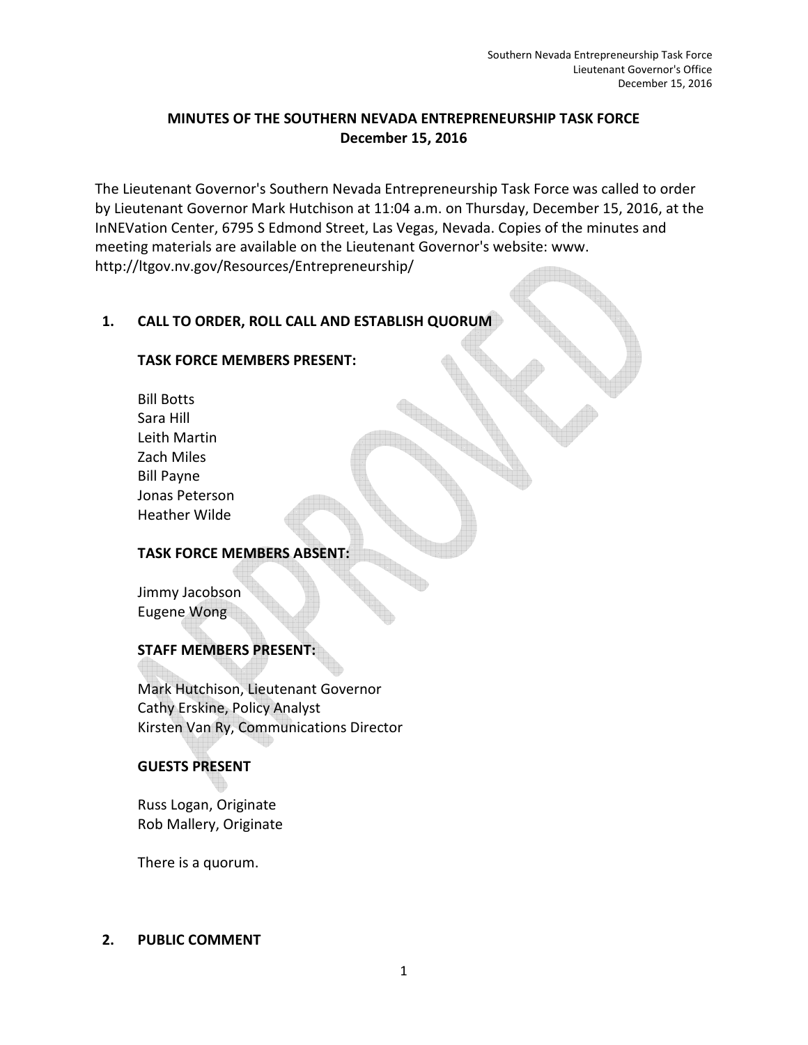# MINUTES OF THE SOUTHERN NEVADA ENTREPRENEURSHIP TASK FORCE
## December 15, 2016

The Lieutenant Governor's Southern Nevada Entrepreneurship Task Force was called to order by Lieutenant Governor Mark Hutchison at 11:04 a.m. on Thursday, December 15, 2016, at the InNEVation Center, 6795 S Edmond Street, Las Vegas, Nevada. Copies of the minutes and meeting materials are available on the Lieutenant Governor's website: www. http://ltgov.nv.gov/Resources/Entrepreneurship/

## 1. CALL TO ORDER, ROLL CALL AND ESTABLISH QUORUM

**TASK FORCE MEMBERS PRESENT:**

Bill Botts
Sara Hill
Leith Martin
Zach Miles
Bill Payne
Jonas Peterson
Heather Wilde

**TASK FORCE MEMBERS ABSENT:**

Jimmy Jacobson
Eugene Wong

**STAFF MEMBERS PRESENT:**

Mark Hutchison, Lieutenant Governor
Cathy Erskine, Policy Analyst
Kirsten Van Ry, Communications Director

**GUESTS PRESENT**

Russ Logan, Originate
Rob Mallery, Originate

There is a quorum.

## 2. PUBLIC COMMENT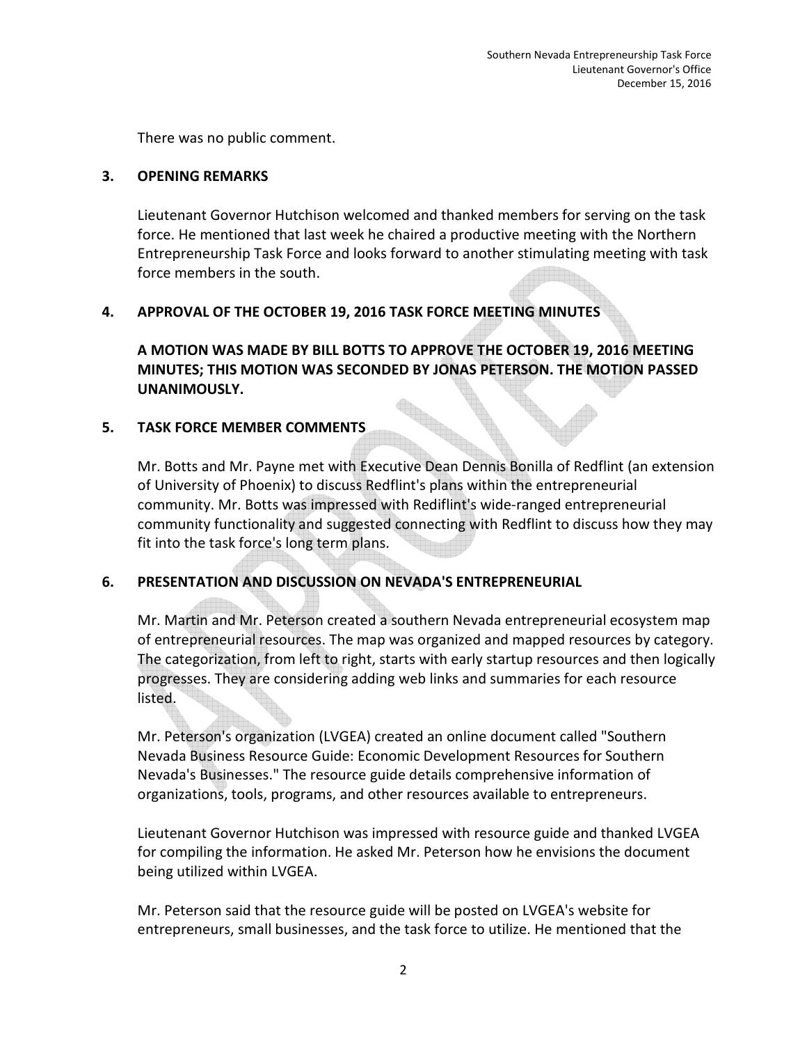There was no public comment.

## 3. OPENING REMARKS

Lieutenant Governor Hutchison welcomed and thanked members for serving on the task force. He mentioned that last week he chaired a productive meeting with the Northern Entrepreneurship Task Force and looks forward to another stimulating meeting with task force members in the south.

## 4. APPROVAL OF THE OCTOBER 19, 2016 TASK FORCE MEETING MINUTES

**A MOTION WAS MADE BY BILL BOTTS TO APPROVE THE OCTOBER 19, 2016 MEETING MINUTES; THIS MOTION WAS SECONDED BY JONAS PETERSON. THE MOTION PASSED UNANIMOUSLY.**

## 5. TASK FORCE MEMBER COMMENTS

Mr. Botts and Mr. Payne met with Executive Dean Dennis Bonilla of Redflint (an extension of University of Phoenix) to discuss Redflint's plans within the entrepreneurial community. Mr. Botts was impressed with Rediflint's wide-ranged entrepreneurial community functionality and suggested connecting with Redflint to discuss how they may fit into the task force's long term plans.

## 6. PRESENTATION AND DISCUSSION ON NEVADA'S ENTREPRENEURIAL

Mr. Martin and Mr. Peterson created a southern Nevada entrepreneurial ecosystem map of entrepreneurial resources. The map was organized and mapped resources by category. The categorization, from left to right, starts with early startup resources and then logically progresses. They are considering adding web links and summaries for each resource listed.

Mr. Peterson's organization (LVGEA) created an online document called "Southern Nevada Business Resource Guide: Economic Development Resources for Southern Nevada's Businesses." The resource guide details comprehensive information of organizations, tools, programs, and other resources available to entrepreneurs.

Lieutenant Governor Hutchison was impressed with resource guide and thanked LVGEA for compiling the information. He asked Mr. Peterson how he envisions the document being utilized within LVGEA.

Mr. Peterson said that the resource guide will be posted on LVGEA's website for entrepreneurs, small businesses, and the task force to utilize. He mentioned that the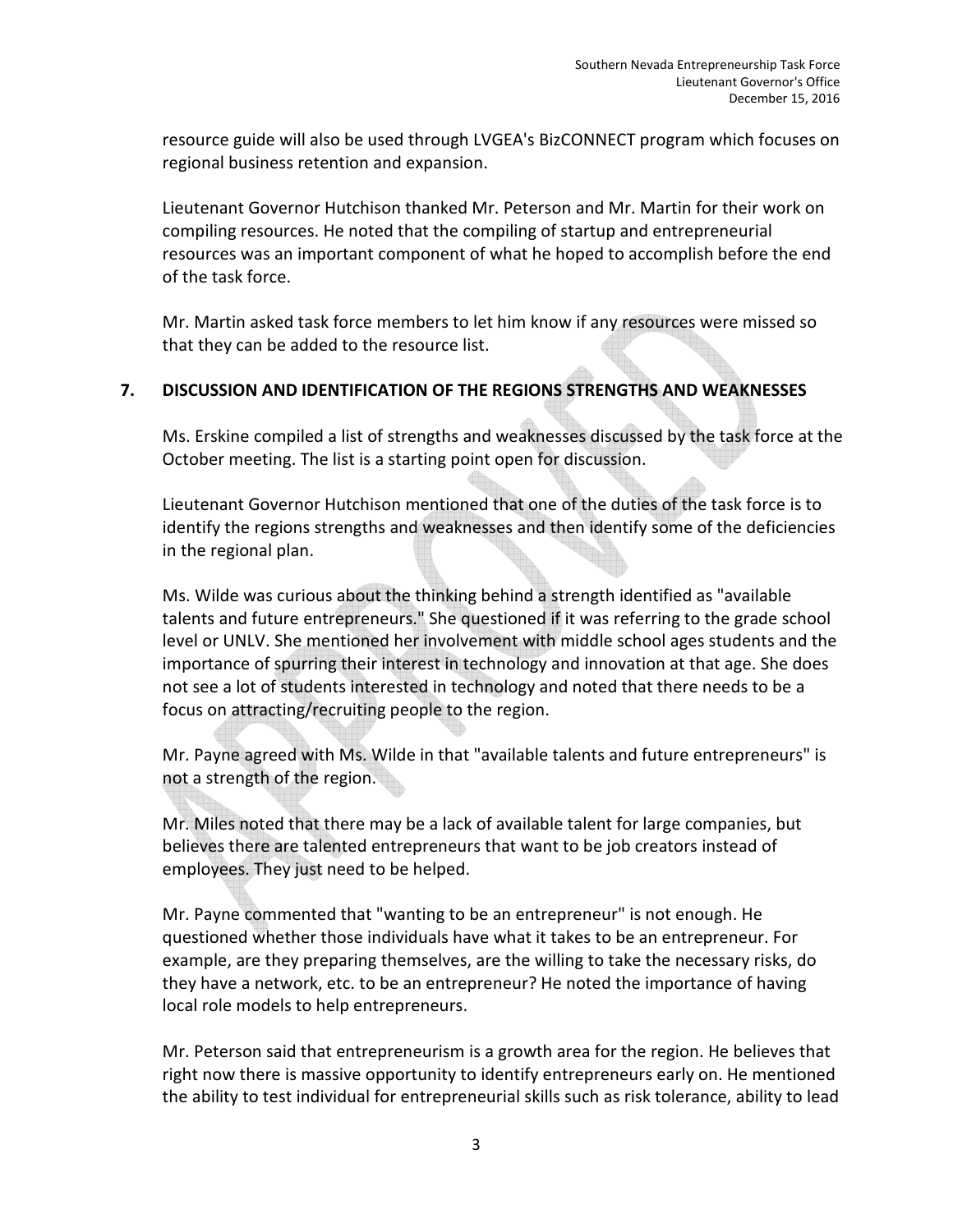resource guide will also be used through LVGEA's BizCONNECT program which focuses on regional business retention and expansion.

Lieutenant Governor Hutchison thanked Mr. Peterson and Mr. Martin for their work on compiling resources. He noted that the compiling of startup and entrepreneurial resources was an important component of what he hoped to accomplish before the end of the task force.

Mr. Martin asked task force members to let him know if any resources were missed so that they can be added to the resource list.

## 7. DISCUSSION AND IDENTIFICATION OF THE REGIONS STRENGTHS AND WEAKNESSES

Ms. Erskine compiled a list of strengths and weaknesses discussed by the task force at the October meeting. The list is a starting point open for discussion.

Lieutenant Governor Hutchison mentioned that one of the duties of the task force is to identify the regions strengths and weaknesses and then identify some of the deficiencies in the regional plan.

Ms. Wilde was curious about the thinking behind a strength identified as "available talents and future entrepreneurs." She questioned if it was referring to the grade school level or UNLV. She mentioned her involvement with middle school ages students and the importance of spurring their interest in technology and innovation at that age. She does not see a lot of students interested in technology and noted that there needs to be a focus on attracting/recruiting people to the region.

Mr. Payne agreed with Ms. Wilde in that "available talents and future entrepreneurs" is not a strength of the region.

Mr. Miles noted that there may be a lack of available talent for large companies, but believes there are talented entrepreneurs that want to be job creators instead of employees. They just need to be helped.

Mr. Payne commented that "wanting to be an entrepreneur" is not enough. He questioned whether those individuals have what it takes to be an entrepreneur. For example, are they preparing themselves, are the willing to take the necessary risks, do they have a network, etc. to be an entrepreneur? He noted the importance of having local role models to help entrepreneurs.

Mr. Peterson said that entrepreneurism is a growth area for the region. He believes that right now there is massive opportunity to identify entrepreneurs early on. He mentioned the ability to test individual for entrepreneurial skills such as risk tolerance, ability to lead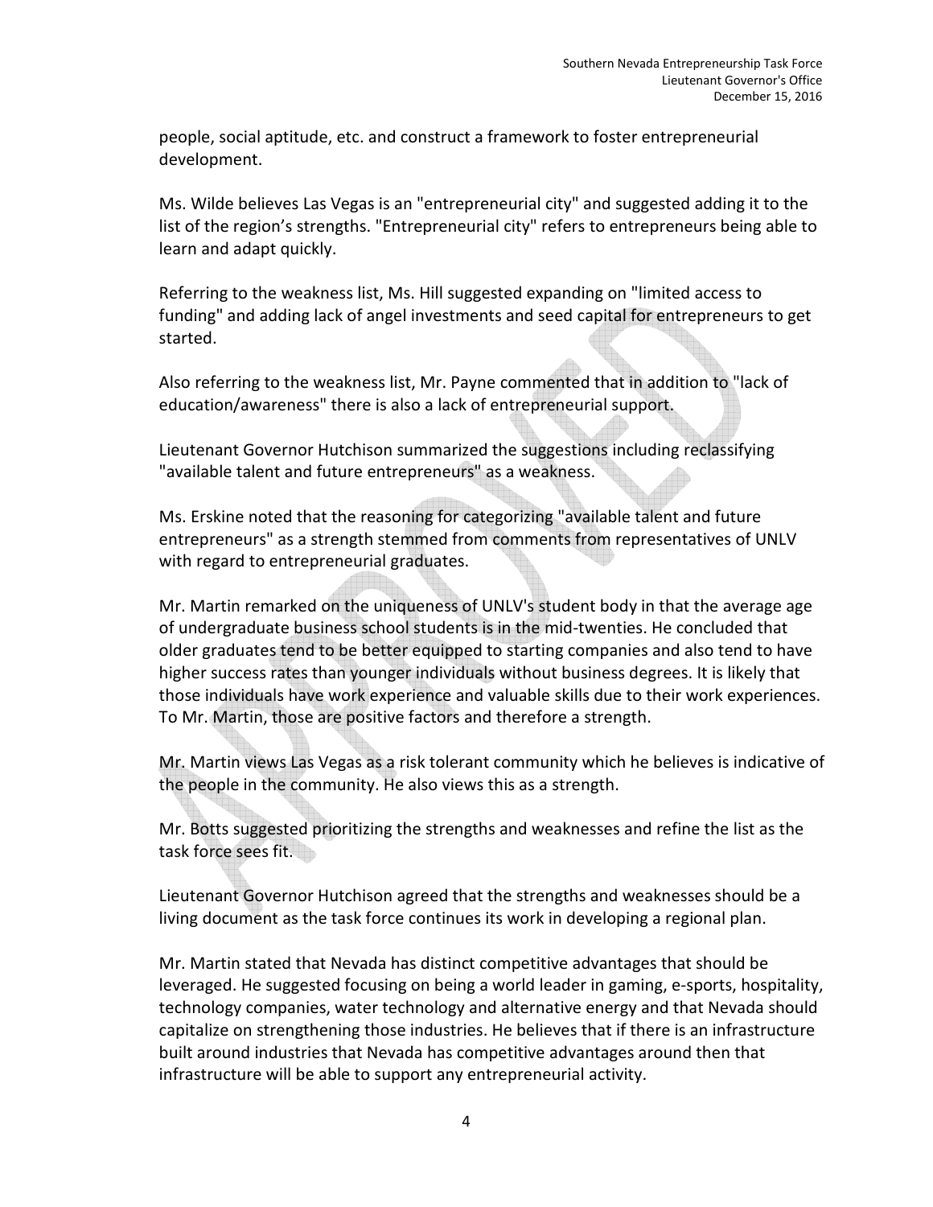people, social aptitude, etc. and construct a framework to foster entrepreneurial development.

Ms. Wilde believes Las Vegas is an "entrepreneurial city" and suggested adding it to the list of the region's strengths. "Entrepreneurial city" refers to entrepreneurs being able to learn and adapt quickly.

Referring to the weakness list, Ms. Hill suggested expanding on "limited access to funding" and adding lack of angel investments and seed capital for entrepreneurs to get started.

Also referring to the weakness list, Mr. Payne commented that in addition to "lack of education/awareness" there is also a lack of entrepreneurial support.

Lieutenant Governor Hutchison summarized the suggestions including reclassifying "available talent and future entrepreneurs" as a weakness.

Ms. Erskine noted that the reasoning for categorizing "available talent and future entrepreneurs" as a strength stemmed from comments from representatives of UNLV with regard to entrepreneurial graduates.

Mr. Martin remarked on the uniqueness of UNLV's student body in that the average age of undergraduate business school students is in the mid-twenties. He concluded that older graduates tend to be better equipped to starting companies and also tend to have higher success rates than younger individuals without business degrees. It is likely that those individuals have work experience and valuable skills due to their work experiences. To Mr. Martin, those are positive factors and therefore a strength.

Mr. Martin views Las Vegas as a risk tolerant community which he believes is indicative of the people in the community. He also views this as a strength.

Mr. Botts suggested prioritizing the strengths and weaknesses and refine the list as the task force sees fit.

Lieutenant Governor Hutchison agreed that the strengths and weaknesses should be a living document as the task force continues its work in developing a regional plan.

Mr. Martin stated that Nevada has distinct competitive advantages that should be leveraged. He suggested focusing on being a world leader in gaming, e-sports, hospitality, technology companies, water technology and alternative energy and that Nevada should capitalize on strengthening those industries. He believes that if there is an infrastructure built around industries that Nevada has competitive advantages around then that infrastructure will be able to support any entrepreneurial activity.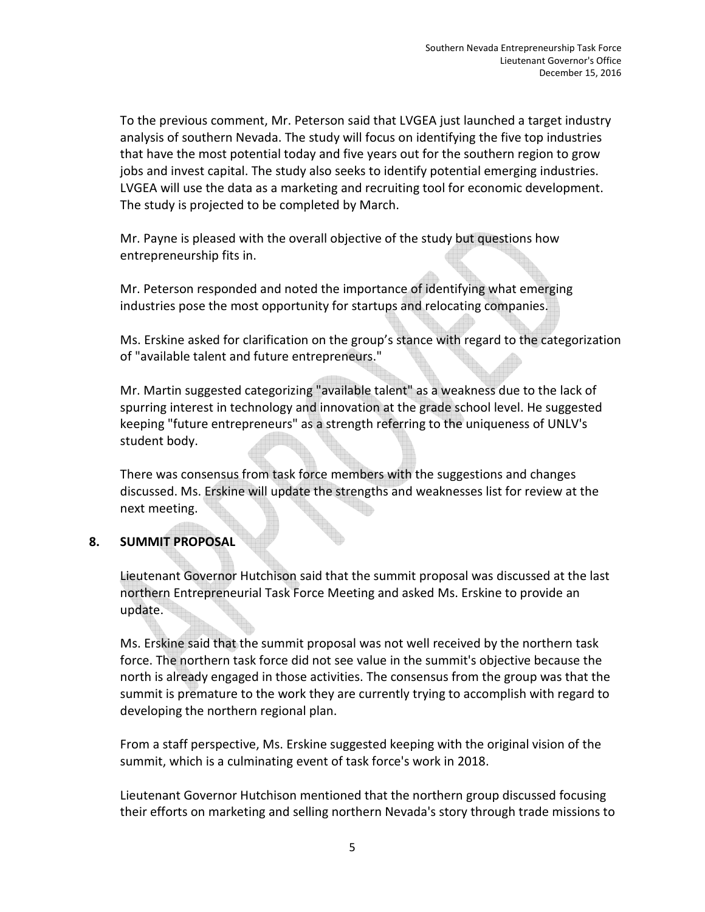To the previous comment, Mr. Peterson said that LVGEA just launched a target industry analysis of southern Nevada. The study will focus on identifying the five top industries that have the most potential today and five years out for the southern region to grow jobs and invest capital. The study also seeks to identify potential emerging industries. LVGEA will use the data as a marketing and recruiting tool for economic development. The study is projected to be completed by March.

Mr. Payne is pleased with the overall objective of the study but questions how entrepreneurship fits in.

Mr. Peterson responded and noted the importance of identifying what emerging industries pose the most opportunity for startups and relocating companies.

Ms. Erskine asked for clarification on the group's stance with regard to the categorization of "available talent and future entrepreneurs."

Mr. Martin suggested categorizing "available talent" as a weakness due to the lack of spurring interest in technology and innovation at the grade school level. He suggested keeping "future entrepreneurs" as a strength referring to the uniqueness of UNLV's student body.

There was consensus from task force members with the suggestions and changes discussed. Ms. Erskine will update the strengths and weaknesses list for review at the next meeting.

## 8. SUMMIT PROPOSAL

Lieutenant Governor Hutchison said that the summit proposal was discussed at the last northern Entrepreneurial Task Force Meeting and asked Ms. Erskine to provide an update.

Ms. Erskine said that the summit proposal was not well received by the northern task force. The northern task force did not see value in the summit's objective because the north is already engaged in those activities. The consensus from the group was that the summit is premature to the work they are currently trying to accomplish with regard to developing the northern regional plan.

From a staff perspective, Ms. Erskine suggested keeping with the original vision of the summit, which is a culminating event of task force's work in 2018.

Lieutenant Governor Hutchison mentioned that the northern group discussed focusing their efforts on marketing and selling northern Nevada's story through trade missions to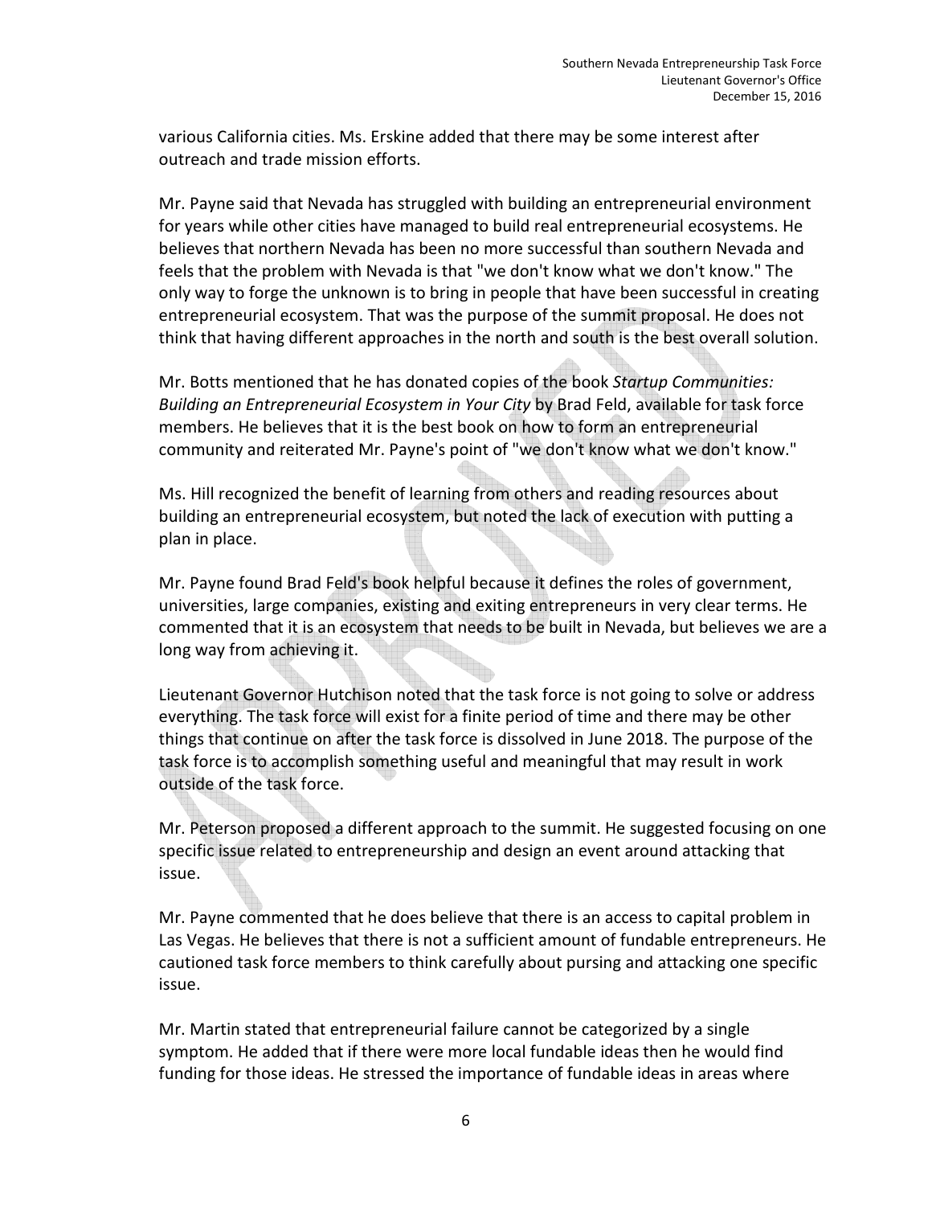various California cities. Ms. Erskine added that there may be some interest after outreach and trade mission efforts.

Mr. Payne said that Nevada has struggled with building an entrepreneurial environment for years while other cities have managed to build real entrepreneurial ecosystems. He believes that northern Nevada has been no more successful than southern Nevada and feels that the problem with Nevada is that "we don't know what we don't know." The only way to forge the unknown is to bring in people that have been successful in creating entrepreneurial ecosystem. That was the purpose of the summit proposal. He does not think that having different approaches in the north and south is the best overall solution.

Mr. Botts mentioned that he has donated copies of the book *Startup Communities: Building an Entrepreneurial Ecosystem in Your City* by Brad Feld, available for task force members. He believes that it is the best book on how to form an entrepreneurial community and reiterated Mr. Payne's point of "we don't know what we don't know."

Ms. Hill recognized the benefit of learning from others and reading resources about building an entrepreneurial ecosystem, but noted the lack of execution with putting a plan in place.

Mr. Payne found Brad Feld's book helpful because it defines the roles of government, universities, large companies, existing and exiting entrepreneurs in very clear terms. He commented that it is an ecosystem that needs to be built in Nevada, but believes we are a long way from achieving it.

Lieutenant Governor Hutchison noted that the task force is not going to solve or address everything. The task force will exist for a finite period of time and there may be other things that continue on after the task force is dissolved in June 2018. The purpose of the task force is to accomplish something useful and meaningful that may result in work outside of the task force.

Mr. Peterson proposed a different approach to the summit. He suggested focusing on one specific issue related to entrepreneurship and design an event around attacking that issue.

Mr. Payne commented that he does believe that there is an access to capital problem in Las Vegas. He believes that there is not a sufficient amount of fundable entrepreneurs. He cautioned task force members to think carefully about pursing and attacking one specific issue.

Mr. Martin stated that entrepreneurial failure cannot be categorized by a single symptom. He added that if there were more local fundable ideas then he would find funding for those ideas. He stressed the importance of fundable ideas in areas where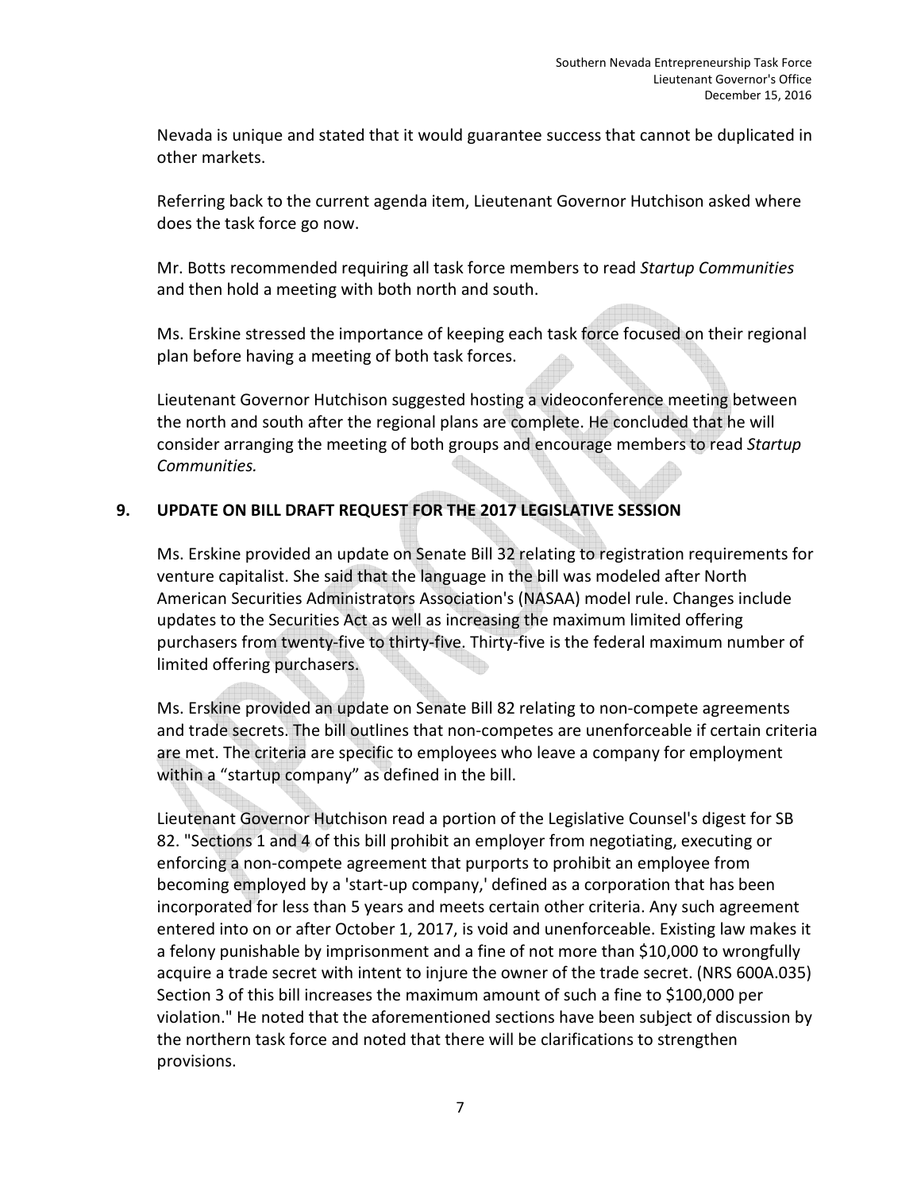Nevada is unique and stated that it would guarantee success that cannot be duplicated in other markets.

Referring back to the current agenda item, Lieutenant Governor Hutchison asked where does the task force go now.

Mr. Botts recommended requiring all task force members to read *Startup Communities* and then hold a meeting with both north and south.

Ms. Erskine stressed the importance of keeping each task force focused on their regional plan before having a meeting of both task forces.

Lieutenant Governor Hutchison suggested hosting a videoconference meeting between the north and south after the regional plans are complete. He concluded that he will consider arranging the meeting of both groups and encourage members to read *Startup Communities.*

## 9. UPDATE ON BILL DRAFT REQUEST FOR THE 2017 LEGISLATIVE SESSION

Ms. Erskine provided an update on Senate Bill 32 relating to registration requirements for venture capitalist. She said that the language in the bill was modeled after North American Securities Administrators Association's (NASAA) model rule. Changes include updates to the Securities Act as well as increasing the maximum limited offering purchasers from twenty-five to thirty-five. Thirty-five is the federal maximum number of limited offering purchasers.

Ms. Erskine provided an update on Senate Bill 82 relating to non-compete agreements and trade secrets. The bill outlines that non-competes are unenforceable if certain criteria are met. The criteria are specific to employees who leave a company for employment within a "startup company" as defined in the bill.

Lieutenant Governor Hutchison read a portion of the Legislative Counsel's digest for SB 82. "Sections 1 and 4 of this bill prohibit an employer from negotiating, executing or enforcing a non-compete agreement that purports to prohibit an employee from becoming employed by a 'start-up company,' defined as a corporation that has been incorporated for less than 5 years and meets certain other criteria. Any such agreement entered into on or after October 1, 2017, is void and unenforceable. Existing law makes it a felony punishable by imprisonment and a fine of not more than $10,000 to wrongfully acquire a trade secret with intent to injure the owner of the trade secret. (NRS 600A.035) Section 3 of this bill increases the maximum amount of such a fine to $100,000 per violation." He noted that the aforementioned sections have been subject of discussion by the northern task force and noted that there will be clarifications to strengthen provisions.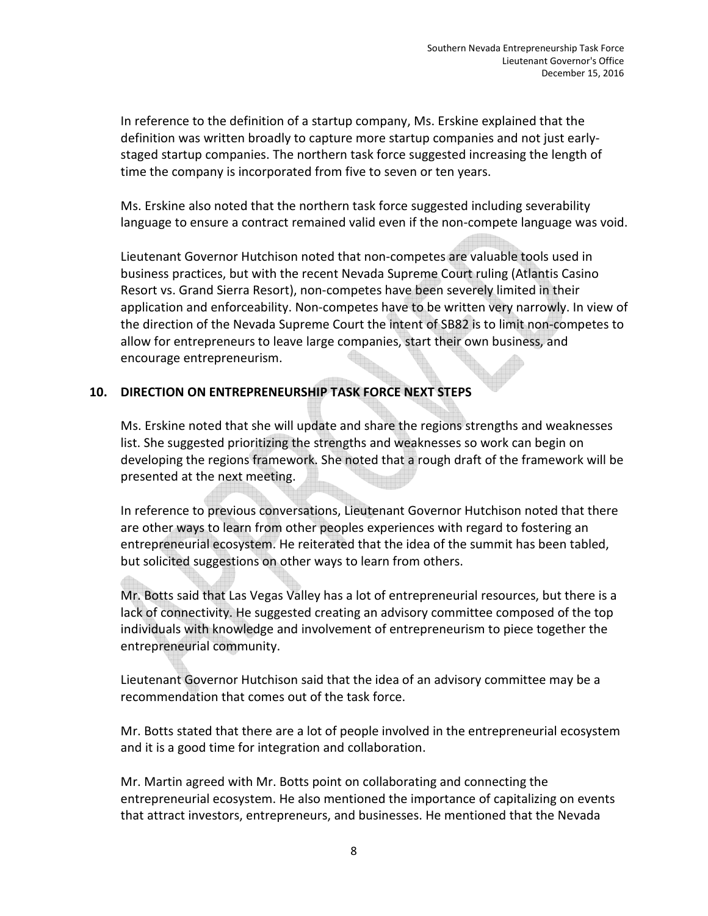In reference to the definition of a startup company, Ms. Erskine explained that the definition was written broadly to capture more startup companies and not just early-staged startup companies. The northern task force suggested increasing the length of time the company is incorporated from five to seven or ten years.

Ms. Erskine also noted that the northern task force suggested including severability language to ensure a contract remained valid even if the non-compete language was void.

Lieutenant Governor Hutchison noted that non-competes are valuable tools used in business practices, but with the recent Nevada Supreme Court ruling (Atlantis Casino Resort vs. Grand Sierra Resort), non-competes have been severely limited in their application and enforceability. Non-competes have to be written very narrowly. In view of the direction of the Nevada Supreme Court the intent of SB82 is to limit non-competes to allow for entrepreneurs to leave large companies, start their own business, and encourage entrepreneurism.

## 10. DIRECTION ON ENTREPRENEURSHIP TASK FORCE NEXT STEPS

Ms. Erskine noted that she will update and share the regions strengths and weaknesses list. She suggested prioritizing the strengths and weaknesses so work can begin on developing the regions framework. She noted that a rough draft of the framework will be presented at the next meeting.

In reference to previous conversations, Lieutenant Governor Hutchison noted that there are other ways to learn from other peoples experiences with regard to fostering an entrepreneurial ecosystem. He reiterated that the idea of the summit has been tabled, but solicited suggestions on other ways to learn from others.

Mr. Botts said that Las Vegas Valley has a lot of entrepreneurial resources, but there is a lack of connectivity. He suggested creating an advisory committee composed of the top individuals with knowledge and involvement of entrepreneurism to piece together the entrepreneurial community.

Lieutenant Governor Hutchison said that the idea of an advisory committee may be a recommendation that comes out of the task force.

Mr. Botts stated that there are a lot of people involved in the entrepreneurial ecosystem and it is a good time for integration and collaboration.

Mr. Martin agreed with Mr. Botts point on collaborating and connecting the entrepreneurial ecosystem. He also mentioned the importance of capitalizing on events that attract investors, entrepreneurs, and businesses. He mentioned that the Nevada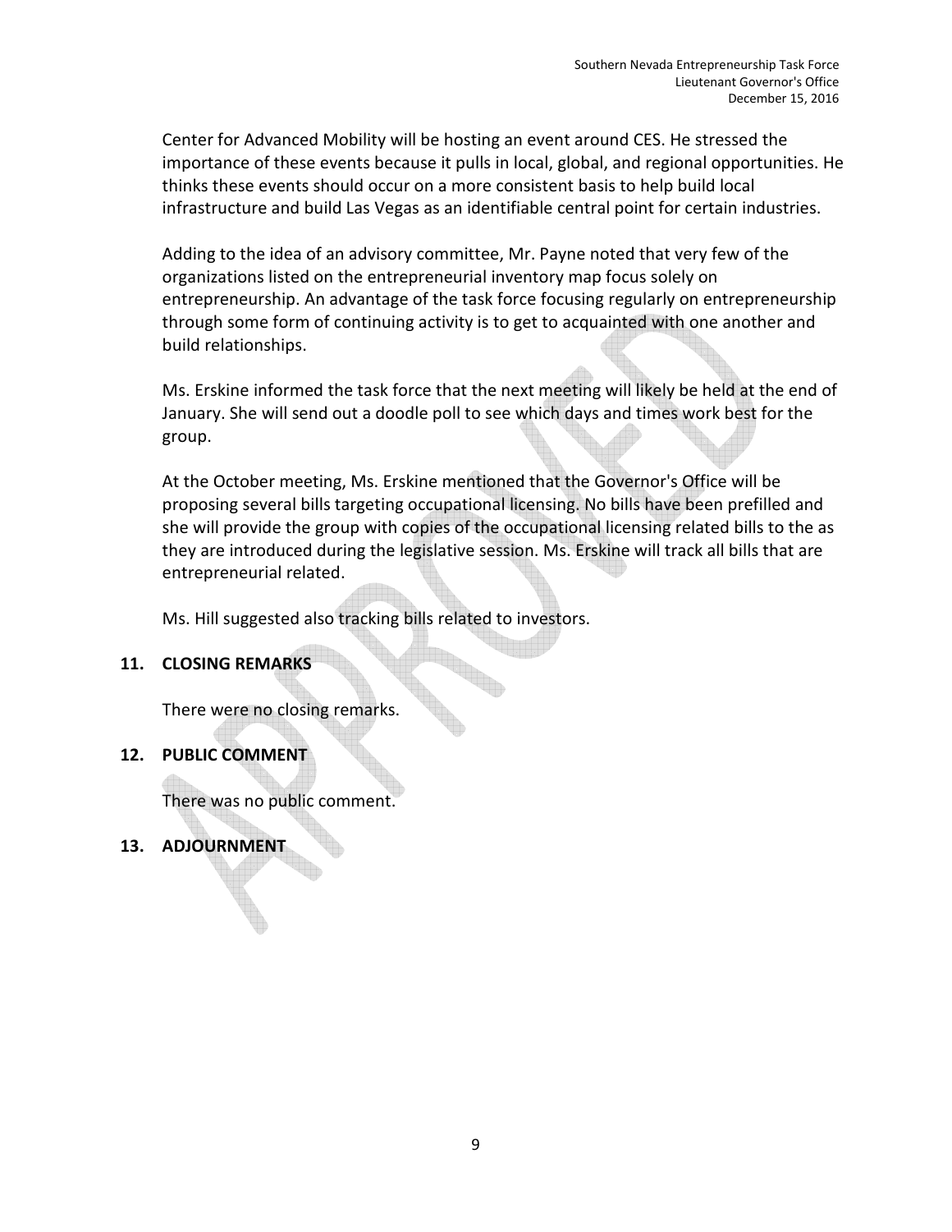Center for Advanced Mobility will be hosting an event around CES. He stressed the importance of these events because it pulls in local, global, and regional opportunities. He thinks these events should occur on a more consistent basis to help build local infrastructure and build Las Vegas as an identifiable central point for certain industries.

Adding to the idea of an advisory committee, Mr. Payne noted that very few of the organizations listed on the entrepreneurial inventory map focus solely on entrepreneurship. An advantage of the task force focusing regularly on entrepreneurship through some form of continuing activity is to get to acquainted with one another and build relationships.

Ms. Erskine informed the task force that the next meeting will likely be held at the end of January. She will send out a doodle poll to see which days and times work best for the group.

At the October meeting, Ms. Erskine mentioned that the Governor's Office will be proposing several bills targeting occupational licensing. No bills have been prefilled and she will provide the group with copies of the occupational licensing related bills to the as they are introduced during the legislative session. Ms. Erskine will track all bills that are entrepreneurial related.

Ms. Hill suggested also tracking bills related to investors.

## 11. CLOSING REMARKS

There were no closing remarks.

## 12. PUBLIC COMMENT

There was no public comment.

## 13. ADJOURNMENT